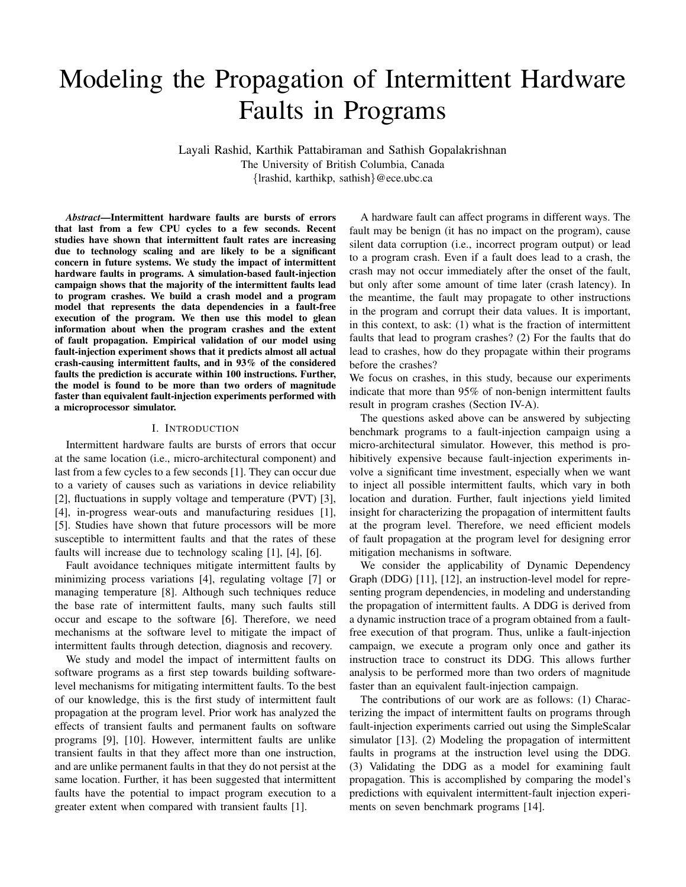# Modeling the Propagation of Intermittent Hardware Faults in Programs

Layali Rashid, Karthik Pattabiraman and Sathish Gopalakrishnan
The University of British Columbia, Canada
{lrashid, karthikp, sathish}@ece.ubc.ca

***Abstract*—Intermittent hardware faults are bursts of errors that last from a few CPU cycles to a few seconds. Recent studies have shown that intermittent fault rates are increasing due to technology scaling and are likely to be a significant concern in future systems. We study the impact of intermittent hardware faults in programs. A simulation-based fault-injection campaign shows that the majority of the intermittent faults lead to program crashes. We build a crash model and a program model that represents the data dependencies in a fault-free execution of the program. We then use this model to glean information about when the program crashes and the extent of fault propagation. Empirical validation of our model using fault-injection experiment shows that it predicts almost all actual crash-causing intermittent faults, and in 93% of the considered faults the prediction is accurate within 100 instructions. Further, the model is found to be more than two orders of magnitude faster than equivalent fault-injection experiments performed with a microprocessor simulator.**

## I. Introduction

Intermittent hardware faults are bursts of errors that occur at the same location (i.e., micro-architectural component) and last from a few cycles to a few seconds [1]. They can occur due to a variety of causes such as variations in device reliability [2], fluctuations in supply voltage and temperature (PVT) [3], [4], in-progress wear-outs and manufacturing residues [1], [5]. Studies have shown that future processors will be more susceptible to intermittent faults and that the rates of these faults will increase due to technology scaling [1], [4], [6].

Fault avoidance techniques mitigate intermittent faults by minimizing process variations [4], regulating voltage [7] or managing temperature [8]. Although such techniques reduce the base rate of intermittent faults, many such faults still occur and escape to the software [6]. Therefore, we need mechanisms at the software level to mitigate the impact of intermittent faults through detection, diagnosis and recovery.

We study and model the impact of intermittent faults on software programs as a first step towards building software-level mechanisms for mitigating intermittent faults. To the best of our knowledge, this is the first study of intermittent fault propagation at the program level. Prior work has analyzed the effects of transient faults and permanent faults on software programs [9], [10]. However, intermittent faults are unlike transient faults in that they affect more than one instruction, and are unlike permanent faults in that they do not persist at the same location. Further, it has been suggested that intermittent faults have the potential to impact program execution to a greater extent when compared with transient faults [1].

A hardware fault can affect programs in different ways. The fault may be benign (it has no impact on the program), cause silent data corruption (i.e., incorrect program output) or lead to a program crash. Even if a fault does lead to a crash, the crash may not occur immediately after the onset of the fault, but only after some amount of time later (crash latency). In the meantime, the fault may propagate to other instructions in the program and corrupt their data values. It is important, in this context, to ask: (1) what is the fraction of intermittent faults that lead to program crashes? (2) For the faults that do lead to crashes, how do they propagate within their programs before the crashes?
We focus on crashes, in this study, because our experiments indicate that more than 95% of non-benign intermittent faults result in program crashes (Section IV-A).

The questions asked above can be answered by subjecting benchmark programs to a fault-injection campaign using a micro-architectural simulator. However, this method is prohibitively expensive because fault-injection experiments involve a significant time investment, especially when we want to inject all possible intermittent faults, which vary in both location and duration. Further, fault injections yield limited insight for characterizing the propagation of intermittent faults at the program level. Therefore, we need efficient models of fault propagation at the program level for designing error mitigation mechanisms in software.

We consider the applicability of Dynamic Dependency Graph (DDG) [11], [12], an instruction-level model for representing program dependencies, in modeling and understanding the propagation of intermittent faults. A DDG is derived from a dynamic instruction trace of a program obtained from a fault-free execution of that program. Thus, unlike a fault-injection campaign, we execute a program only once and gather its instruction trace to construct its DDG. This allows further analysis to be performed more than two orders of magnitude faster than an equivalent fault-injection campaign.

The contributions of our work are as follows: (1) Characterizing the impact of intermittent faults on programs through fault-injection experiments carried out using the SimpleScalar simulator [13]. (2) Modeling the propagation of intermittent faults in programs at the instruction level using the DDG. (3) Validating the DDG as a model for examining fault propagation. This is accomplished by comparing the model's predictions with equivalent intermittent-fault injection experiments on seven benchmark programs [14].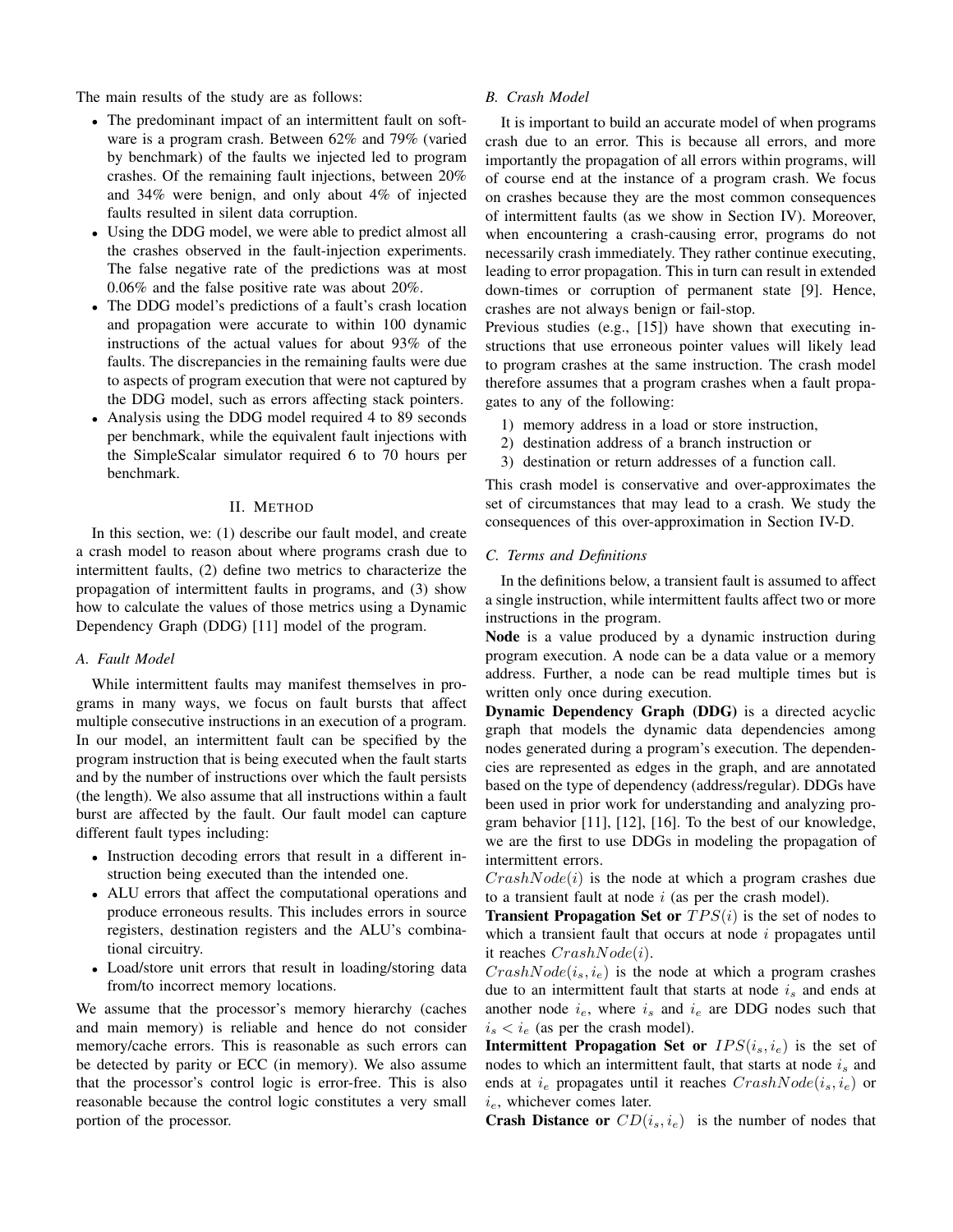The main results of the study are as follows:

- The predominant impact of an intermittent fault on software is a program crash. Between 62% and 79% (varied by benchmark) of the faults we injected led to program crashes. Of the remaining fault injections, between 20% and 34% were benign, and only about 4% of injected faults resulted in silent data corruption.
- Using the DDG model, we were able to predict almost all the crashes observed in the fault-injection experiments. The false negative rate of the predictions was at most 0.06% and the false positive rate was about 20%.
- The DDG model's predictions of a fault's crash location and propagation were accurate to within 100 dynamic instructions of the actual values for about 93% of the faults. The discrepancies in the remaining faults were due to aspects of program execution that were not captured by the DDG model, such as errors affecting stack pointers.
- Analysis using the DDG model required 4 to 89 seconds per benchmark, while the equivalent fault injections with the SimpleScalar simulator required 6 to 70 hours per benchmark.

## II. Method

In this section, we: (1) describe our fault model, and create a crash model to reason about where programs crash due to intermittent faults, (2) define two metrics to characterize the propagation of intermittent faults in programs, and (3) show how to calculate the values of those metrics using a Dynamic Dependency Graph (DDG) [11] model of the program.

### A. Fault Model

While intermittent faults may manifest themselves in programs in many ways, we focus on fault bursts that affect multiple consecutive instructions in an execution of a program. In our model, an intermittent fault can be specified by the program instruction that is being executed when the fault starts and by the number of instructions over which the fault persists (the length). We also assume that all instructions within a fault burst are affected by the fault. Our fault model can capture different fault types including:

- Instruction decoding errors that result in a different instruction being executed than the intended one.
- ALU errors that affect the computational operations and produce erroneous results. This includes errors in source registers, destination registers and the ALU's combinational circuitry.
- Load/store unit errors that result in loading/storing data from/to incorrect memory locations.

We assume that the processor's memory hierarchy (caches and main memory) is reliable and hence do not consider memory/cache errors. This is reasonable as such errors can be detected by parity or ECC (in memory). We also assume that the processor's control logic is error-free. This is also reasonable because the control logic constitutes a very small portion of the processor.

### B. Crash Model

It is important to build an accurate model of when programs crash due to an error. This is because all errors, and more importantly the propagation of all errors within programs, will of course end at the instance of a program crash. We focus on crashes because they are the most common consequences of intermittent faults (as we show in Section IV). Moreover, when encountering a crash-causing error, programs do not necessarily crash immediately. They rather continue executing, leading to error propagation. This in turn can result in extended down-times or corruption of permanent state [9]. Hence, crashes are not always benign or fail-stop.

Previous studies (e.g., [15]) have shown that executing instructions that use erroneous pointer values will likely lead to program crashes at the same instruction. The crash model therefore assumes that a program crashes when a fault propagates to any of the following:

1) memory address in a load or store instruction,
2) destination address of a branch instruction or
3) destination or return addresses of a function call.

This crash model is conservative and over-approximates the set of circumstances that may lead to a crash. We study the consequences of this over-approximation in Section IV-D.

### C. Terms and Definitions

In the definitions below, a transient fault is assumed to affect a single instruction, while intermittent faults affect two or more instructions in the program.

**Node** is a value produced by a dynamic instruction during program execution. A node can be a data value or a memory address. Further, a node can be read multiple times but is written only once during execution.

**Dynamic Dependency Graph (DDG)** is a directed acyclic graph that models the dynamic data dependencies among nodes generated during a program's execution. The dependencies are represented as edges in the graph, and are annotated based on the type of dependency (address/regular). DDGs have been used in prior work for understanding and analyzing program behavior [11], [12], [16]. To the best of our knowledge, we are the first to use DDGs in modeling the propagation of intermittent errors.

$CrashNode(i)$ is the node at which a program crashes due to a transient fault at node $i$ (as per the crash model).

**Transient Propagation Set or** $TPS(i)$ is the set of nodes to which a transient fault that occurs at node $i$ propagates until it reaches $CrashNode(i)$.

$CrashNode(i_s, i_e)$ is the node at which a program crashes due to an intermittent fault that starts at node $i_s$ and ends at another node $i_e$, where $i_s$ and $i_e$ are DDG nodes such that $i_s < i_e$ (as per the crash model).

**Intermittent Propagation Set or** $IPS(i_s, i_e)$ is the set of nodes to which an intermittent fault, that starts at node $i_s$ and ends at $i_e$ propagates until it reaches $CrashNode(i_s, i_e)$ or $i_e$, whichever comes later.

**Crash Distance or** $CD(i_s, i_e)$ is the number of nodes that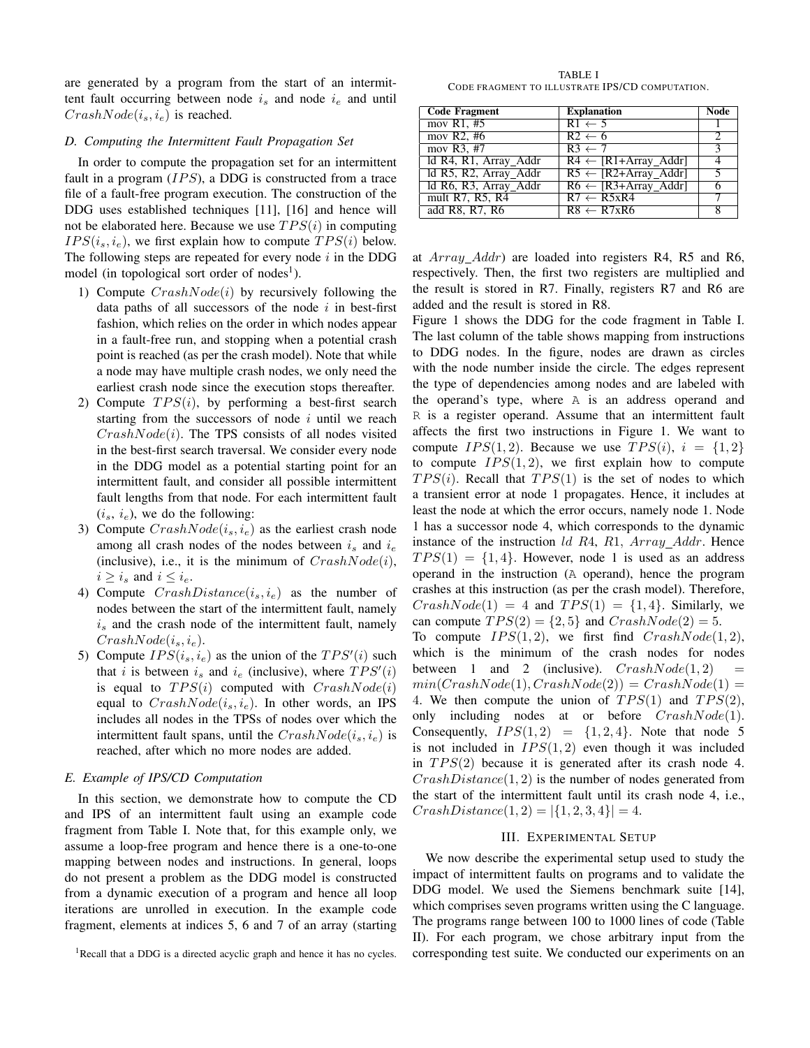are generated by a program from the start of an intermittent fault occurring between node $i_s$ and node $i_e$ and until $CrashNode(i_s, i_e)$ is reached.

### D. Computing the Intermittent Fault Propagation Set

In order to compute the propagation set for an intermittent fault in a program ($IPS$), a DDG is constructed from a trace file of a fault-free program execution. The construction of the DDG uses established techniques [11], [16] and hence will not be elaborated here. Because we use $TPS(i)$ in computing $IPS(i_s, i_e)$, we first explain how to compute $TPS(i)$ below. The following steps are repeated for every node $i$ in the DDG model (in topological sort order of nodes[1]).

1) Compute $CrashNode(i)$ by recursively following the data paths of all successors of the node $i$ in best-first fashion, which relies on the order in which nodes appear in a fault-free run, and stopping when a potential crash point is reached (as per the crash model). Note that while a node may have multiple crash nodes, we only need the earliest crash node since the execution stops thereafter.
2) Compute $TPS(i)$, by performing a best-first search starting from the successors of node $i$ until we reach $CrashNode(i)$. The TPS consists of all nodes visited in the best-first search traversal. We consider every node in the DDG model as a potential starting point for an intermittent fault, and consider all possible intermittent fault lengths from that node. For each intermittent fault ($i_s$, $i_e$), we do the following:
3) Compute $CrashNode(i_s, i_e)$ as the earliest crash node among all crash nodes of the nodes between $i_s$ and $i_e$ (inclusive), i.e., it is the minimum of $CrashNode(i)$, $i \geq i_s$ and $i \leq i_e$.
4) Compute $CrashDistance(i_s, i_e)$ as the number of nodes between the start of the intermittent fault, namely $i_s$ and the crash node of the intermittent fault, namely $CrashNode(i_s, i_e)$.
5) Compute $IPS(i_s, i_e)$ as the union of the $TPS'(i)$ such that $i$ is between $i_s$ and $i_e$ (inclusive), where $TPS'(i)$ is equal to $TPS(i)$ computed with $CrashNode(i)$ equal to $CrashNode(i_s, i_e)$. In other words, an IPS includes all nodes in the TPSs of nodes over which the intermittent fault spans, until the $CrashNode(i_s, i_e)$ is reached, after which no more nodes are added.

### E. Example of IPS/CD Computation

In this section, we demonstrate how to compute the CD and IPS of an intermittent fault using an example code fragment from Table I. Note that, for this example only, we assume a loop-free program and hence there is a one-to-one mapping between nodes and instructions. In general, loops do not present a problem as the DDG model is constructed from a dynamic execution of a program and hence all loop iterations are unrolled in execution. In the example code fragment, elements at indices 5, 6 and 7 of an array (starting at $Array\_Addr$) are loaded into registers R4, R5 and R6, respectively. Then, the first two registers are multiplied and the result is stored in R7. Finally, registers R7 and R6 are added and the result is stored in R8.

TABLE I
CODE FRAGMENT TO ILLUSTRATE IPS/CD COMPUTATION.

| Code Fragment | Explanation | Node |
|---|---|---|
| mov R1, #5 | R1 ← 5 | 1 |
| mov R2, #6 | R2 ← 6 | 2 |
| mov R3, #7 | R3 ← 7 | 3 |
| ld R4, R1, Array_Addr | R4 ← [R1+Array_Addr] | 4 |
| ld R5, R2, Array_Addr | R5 ← [R2+Array_Addr] | 5 |
| ld R6, R3, Array_Addr | R6 ← [R3+Array_Addr] | 6 |
| mult R7, R5, R4 | R7 ← R5xR4 | 7 |
| add R8, R7, R6 | R8 ← R7xR6 | 8 |

Figure 1 shows the DDG for the code fragment in Table I. The last column of the table shows mapping from instructions to DDG nodes. In the figure, nodes are drawn as circles with the node number inside the circle. The edges represent the type of dependencies among nodes and are labeled with the operand's type, where A is an address operand and R is a register operand. Assume that an intermittent fault affects the first two instructions in Figure 1. We want to compute $IPS(1, 2)$. Because we use $TPS(i)$, $i = \{1, 2\}$ to compute $IPS(1, 2)$, we first explain how to compute $TPS(i)$. Recall that $TPS(1)$ is the set of nodes to which a transient error at node 1 propagates. Hence, it includes at least the node at which the error occurs, namely node 1. Node 1 has a successor node 4, which corresponds to the dynamic instance of the instruction $ld\ R4,\ R1,\ Array\_Addr$. Hence $TPS(1) = \{1, 4\}$. However, node 1 is used as an address operand in the instruction (A operand), hence the program crashes at this instruction (as per the crash model). Therefore, $CrashNode(1) = 4$ and $TPS(1) = \{1, 4\}$. Similarly, we can compute $TPS(2) = \{2, 5\}$ and $CrashNode(2) = 5$.

To compute $IPS(1, 2)$, we first find $CrashNode(1, 2)$, which is the minimum of the crash nodes for nodes between 1 and 2 (inclusive). $CrashNode(1, 2) = min(CrashNode(1), CrashNode(2)) = CrashNode(1) = 4$. We then compute the union of $TPS(1)$ and $TPS(2)$, only including nodes at or before $CrashNode(1)$. Consequently, $IPS(1, 2) = \{1, 2, 4\}$. Note that node 5 is not included in $IPS(1, 2)$ even though it was included in $TPS(2)$ because it is generated after its crash node 4. $CrashDistance(1, 2)$ is the number of nodes generated from the start of the intermittent fault until its crash node 4, i.e., $CrashDistance(1, 2) = |\{1, 2, 3, 4\}| = 4$.

## III. Experimental Setup

We now describe the experimental setup used to study the impact of intermittent faults on programs and to validate the DDG model. We used the Siemens benchmark suite [14], which comprises seven programs written using the C language. The programs range between 100 to 1000 lines of code (Table II). For each program, we chose arbitrary input from the corresponding test suite. We conducted our experiments on an

[1] Recall that a DDG is a directed acyclic graph and hence it has no cycles.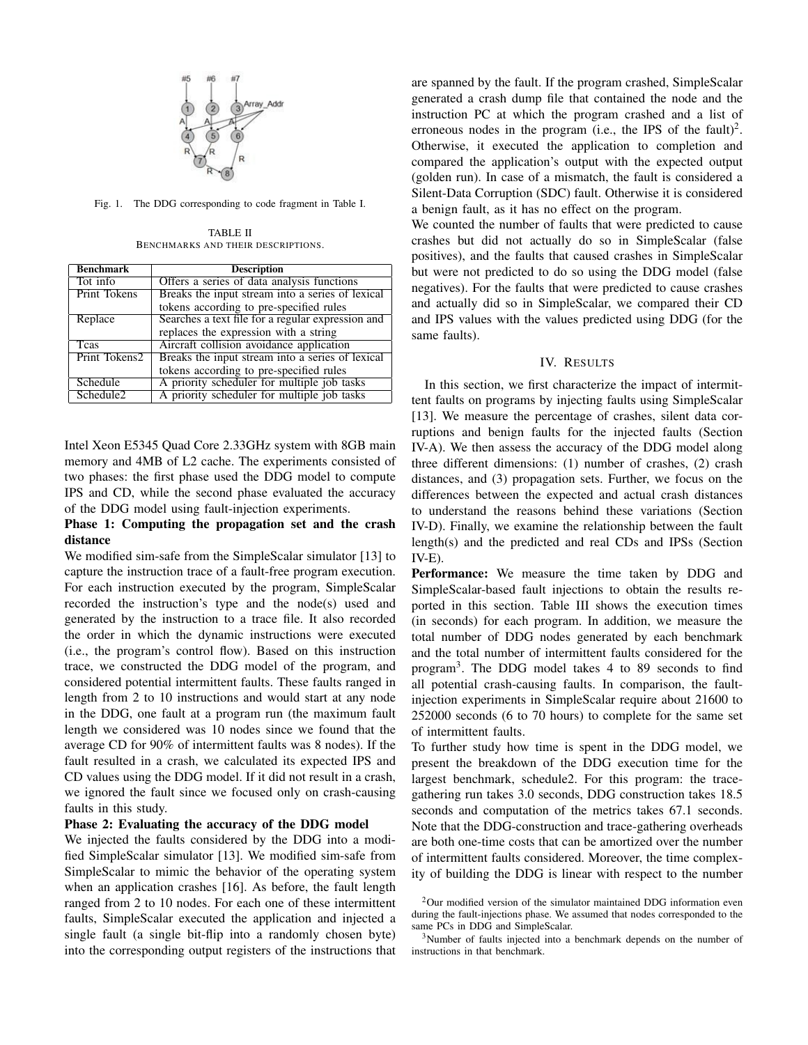Fig. 1. The DDG corresponding to code fragment in Table I.

TABLE II
BENCHMARKS AND THEIR DESCRIPTIONS.

| Benchmark | Description |
|---|---|
| Tot info | Offers a series of data analysis functions |
| Print Tokens | Breaks the input stream into a series of lexical tokens according to pre-specified rules |
| Replace | Searches a text file for a regular expression and replaces the expression with a string |
| Tcas | Aircraft collision avoidance application |
| Print Tokens2 | Breaks the input stream into a series of lexical tokens according to pre-specified rules |
| Schedule | A priority scheduler for multiple job tasks |
| Schedule2 | A priority scheduler for multiple job tasks |

Intel Xeon E5345 Quad Core 2.33GHz system with 8GB main memory and 4MB of L2 cache. The experiments consisted of two phases: the first phase used the DDG model to compute IPS and CD, while the second phase evaluated the accuracy of the DDG model using fault-injection experiments.

**Phase 1: Computing the propagation set and the crash distance**

We modified sim-safe from the SimpleScalar simulator [13] to capture the instruction trace of a fault-free program execution. For each instruction executed by the program, SimpleScalar recorded the instruction's type and the node(s) used and generated by the instruction to a trace file. It also recorded the order in which the dynamic instructions were executed (i.e., the program's control flow). Based on this instruction trace, we constructed the DDG model of the program, and considered potential intermittent faults. These faults ranged in length from 2 to 10 instructions and would start at any node in the DDG, one fault at a program run (the maximum fault length we considered was 10 nodes since we found that the average CD for 90% of intermittent faults was 8 nodes). If the fault resulted in a crash, we calculated its expected IPS and CD values using the DDG model. If it did not result in a crash, we ignored the fault since we focused only on crash-causing faults in this study.

**Phase 2: Evaluating the accuracy of the DDG model**

We injected the faults considered by the DDG into a modified SimpleScalar simulator [13]. We modified sim-safe from SimpleScalar to mimic the behavior of the operating system when an application crashes [16]. As before, the fault length ranged from 2 to 10 nodes. For each one of these intermittent faults, SimpleScalar executed the application and injected a single fault (a single bit-flip into a randomly chosen byte) into the corresponding output registers of the instructions that are spanned by the fault. If the program crashed, SimpleScalar generated a crash dump file that contained the node and the instruction PC at which the program crashed and a list of erroneous nodes in the program (i.e., the IPS of the fault)[2]. Otherwise, it executed the application to completion and compared the application's output with the expected output (golden run). In case of a mismatch, the fault is considered a Silent-Data Corruption (SDC) fault. Otherwise it is considered a benign fault, as it has no effect on the program.

We counted the number of faults that were predicted to cause crashes but did not actually do so in SimpleScalar (false positives), and the faults that caused crashes in SimpleScalar but were not predicted to do so using the DDG model (false negatives). For the faults that were predicted to cause crashes and actually did so in SimpleScalar, we compared their CD and IPS values with the values predicted using DDG (for the same faults).

## IV. Results

In this section, we first characterize the impact of intermittent faults on programs by injecting faults using SimpleScalar [13]. We measure the percentage of crashes, silent data corruptions and benign faults for the injected faults (Section IV-A). We then assess the accuracy of the DDG model along three different dimensions: (1) number of crashes, (2) crash distances, and (3) propagation sets. Further, we focus on the differences between the expected and actual crash distances to understand the reasons behind these variations (Section IV-D). Finally, we examine the relationship between the fault length(s) and the predicted and real CDs and IPSs (Section IV-E).

**Performance:** We measure the time taken by DDG and SimpleScalar-based fault injections to obtain the results reported in this section. Table III shows the execution times (in seconds) for each program. In addition, we measure the total number of DDG nodes generated by each benchmark and the total number of intermittent faults considered for the program[3]. The DDG model takes 4 to 89 seconds to find all potential crash-causing faults. In comparison, the fault-injection experiments in SimpleScalar require about 21600 to 252000 seconds (6 to 70 hours) to complete for the same set of intermittent faults.

To further study how time is spent in the DDG model, we present the breakdown of the DDG execution time for the largest benchmark, schedule2. For this program: the trace-gathering run takes 3.0 seconds, DDG construction takes 18.5 seconds and computation of the metrics takes 67.1 seconds. Note that the DDG-construction and trace-gathering overheads are both one-time costs that can be amortized over the number of intermittent faults considered. Moreover, the time complexity of building the DDG is linear with respect to the number

[2] Our modified version of the simulator maintained DDG information even during the fault-injections phase. We assumed that nodes corresponded to the same PCs in DDG and SimpleScalar.

[3] Number of faults injected into a benchmark depends on the number of instructions in that benchmark.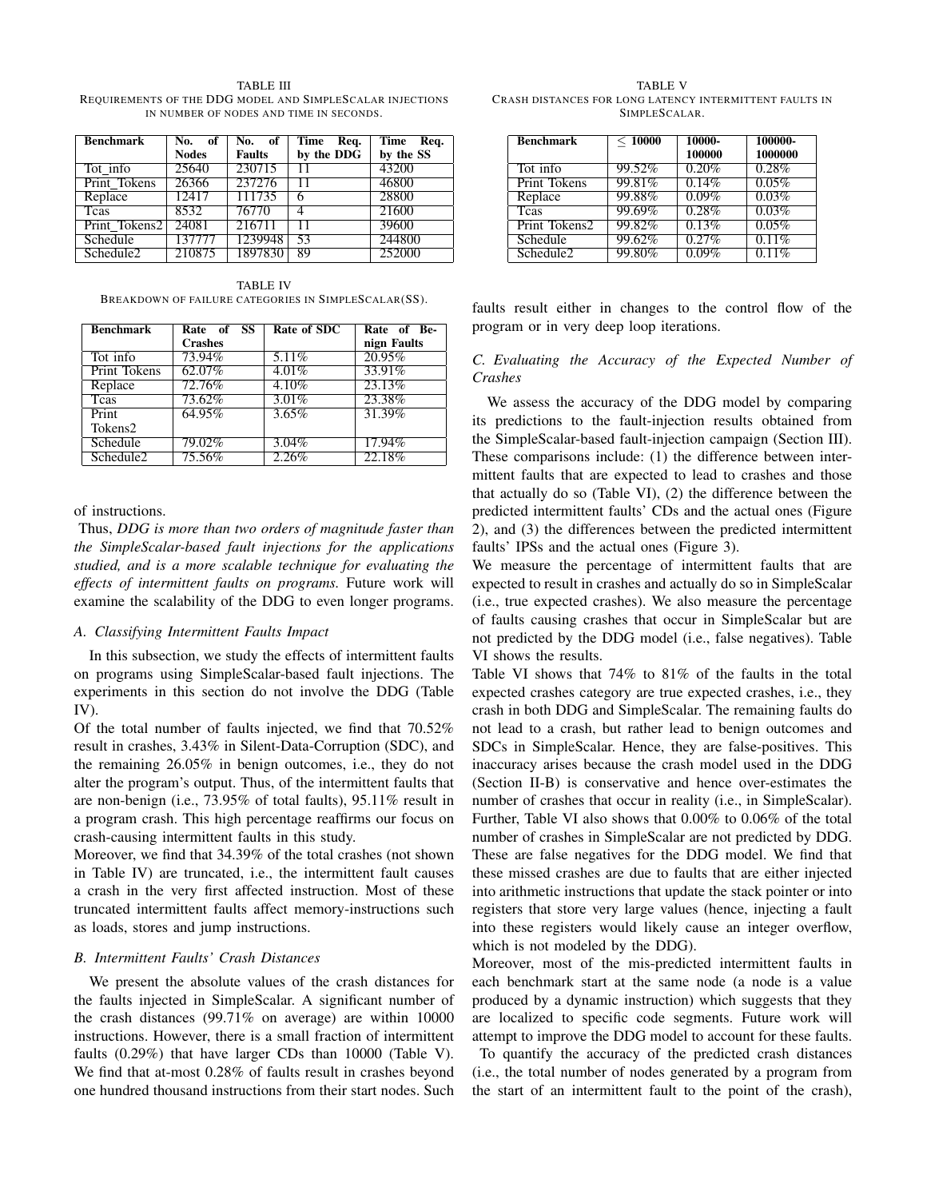TABLE III
REQUIREMENTS OF THE DDG MODEL AND SIMPLESCALAR INJECTIONS IN NUMBER OF NODES AND TIME IN SECONDS.

| Benchmark | No. of Nodes | No. of Faults | Time Req. by the DDG | Time Req. by the SS |
|---|---|---|---|---|
| Tot_info | 25640 | 230715 | 11 | 43200 |
| Print_Tokens | 26366 | 237276 | 11 | 46800 |
| Replace | 12417 | 111735 | 6 | 28800 |
| Tcas | 8532 | 76770 | 4 | 21600 |
| Print_Tokens2 | 24081 | 216711 | 11 | 39600 |
| Schedule | 137777 | 1239948 | 53 | 244800 |
| Schedule2 | 210875 | 1897830 | 89 | 252000 |

TABLE IV
BREAKDOWN OF FAILURE CATEGORIES IN SIMPLESCALAR(SS).

| Benchmark | Rate of SS Crashes | Rate of SDC | Rate of Benign Faults |
|---|---|---|---|
| Tot info | 73.94% | 5.11% | 20.95% |
| Print Tokens | 62.07% | 4.01% | 33.91% |
| Replace | 72.76% | 4.10% | 23.13% |
| Tcas | 73.62% | 3.01% | 23.38% |
| Print Tokens2 | 64.95% | 3.65% | 31.39% |
| Schedule | 79.02% | 3.04% | 17.94% |
| Schedule2 | 75.56% | 2.26% | 22.18% |

of instructions.

Thus, *DDG is more than two orders of magnitude faster than the SimpleScalar-based fault injections for the applications studied, and is a more scalable technique for evaluating the effects of intermittent faults on programs.* Future work will examine the scalability of the DDG to even longer programs.

### A. Classifying Intermittent Faults Impact

In this subsection, we study the effects of intermittent faults on programs using SimpleScalar-based fault injections. The experiments in this section do not involve the DDG (Table IV).

Of the total number of faults injected, we find that 70.52% result in crashes, 3.43% in Silent-Data-Corruption (SDC), and the remaining 26.05% in benign outcomes, i.e., they do not alter the program's output. Thus, of the intermittent faults that are non-benign (i.e., 73.95% of total faults), 95.11% result in a program crash. This high percentage reaffirms our focus on crash-causing intermittent faults in this study.

Moreover, we find that 34.39% of the total crashes (not shown in Table IV) are truncated, i.e., the intermittent fault causes a crash in the very first affected instruction. Most of these truncated intermittent faults affect memory-instructions such as loads, stores and jump instructions.

### B. Intermittent Faults' Crash Distances

We present the absolute values of the crash distances for the faults injected in SimpleScalar. A significant number of the crash distances (99.71% on average) are within 10000 instructions. However, there is a small fraction of intermittent faults (0.29%) that have larger CDs than 10000 (Table V). We find that at-most 0.28% of faults result in crashes beyond one hundred thousand instructions from their start nodes. Such faults result either in changes to the control flow of the program or in very deep loop iterations.

TABLE V
CRASH DISTANCES FOR LONG LATENCY INTERMITTENT FAULTS IN SIMPLESCALAR.

| Benchmark | $\leq$ 10000 | 10000-100000 | 100000-1000000 |
|---|---|---|---|
| Tot info | 99.52% | 0.20% | 0.28% |
| Print Tokens | 99.81% | 0.14% | 0.05% |
| Replace | 99.88% | 0.09% | 0.03% |
| Tcas | 99.69% | 0.28% | 0.03% |
| Print Tokens2 | 99.82% | 0.13% | 0.05% |
| Schedule | 99.62% | 0.27% | 0.11% |
| Schedule2 | 99.80% | 0.09% | 0.11% |

### C. Evaluating the Accuracy of the Expected Number of Crashes

We assess the accuracy of the DDG model by comparing its predictions to the fault-injection results obtained from the SimpleScalar-based fault-injection campaign (Section III). These comparisons include: (1) the difference between intermittent faults that are expected to lead to crashes and those that actually do so (Table VI), (2) the difference between the predicted intermittent faults' CDs and the actual ones (Figure 2), and (3) the differences between the predicted intermittent faults' IPSs and the actual ones (Figure 3).

We measure the percentage of intermittent faults that are expected to result in crashes and actually do so in SimpleScalar (i.e., true expected crashes). We also measure the percentage of faults causing crashes that occur in SimpleScalar but are not predicted by the DDG model (i.e., false negatives). Table VI shows the results.

Table VI shows that 74% to 81% of the faults in the total expected crashes category are true expected crashes, i.e., they crash in both DDG and SimpleScalar. The remaining faults do not lead to a crash, but rather lead to benign outcomes and SDCs in SimpleScalar. Hence, they are false-positives. This inaccuracy arises because the crash model used in the DDG (Section II-B) is conservative and hence over-estimates the number of crashes that occur in reality (i.e., in SimpleScalar). Further, Table VI also shows that 0.00% to 0.06% of the total number of crashes in SimpleScalar are not predicted by DDG. These are false negatives for the DDG model. We find that these missed crashes are due to faults that are either injected into arithmetic instructions that update the stack pointer or into registers that store very large values (hence, injecting a fault into these registers would likely cause an integer overflow, which is not modeled by the DDG).

Moreover, most of the mis-predicted intermittent faults in each benchmark start at the same node (a node is a value produced by a dynamic instruction) which suggests that they are localized to specific code segments. Future work will attempt to improve the DDG model to account for these faults.

To quantify the accuracy of the predicted crash distances (i.e., the total number of nodes generated by a program from the start of an intermittent fault to the point of the crash),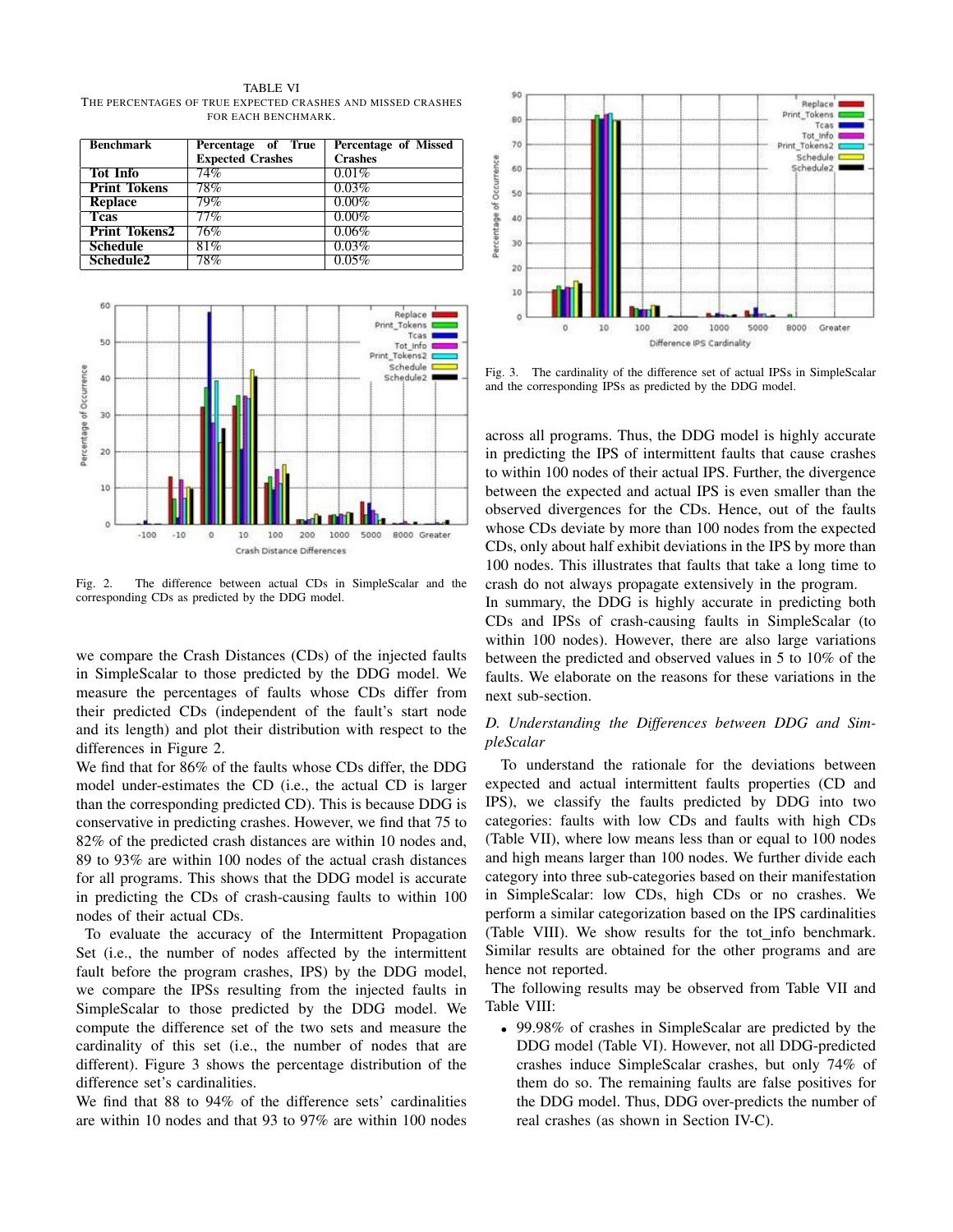TABLE VI
THE PERCENTAGES OF TRUE EXPECTED CRASHES AND MISSED CRASHES FOR EACH BENCHMARK.

| Benchmark | Percentage of True Expected Crashes | Percentage of Missed Crashes |
|---|---|---|
| **Tot Info** | 74% | 0.01% |
| **Print Tokens** | 78% | 0.03% |
| **Replace** | 79% | 0.00% |
| **Tcas** | 77% | 0.00% |
| **Print Tokens2** | 76% | 0.06% |
| **Schedule** | 81% | 0.03% |
| **Schedule2** | 78% | 0.05% |

Fig. 2. The difference between actual CDs in SimpleScalar and the corresponding CDs as predicted by the DDG model.

we compare the Crash Distances (CDs) of the injected faults in SimpleScalar to those predicted by the DDG model. We measure the percentages of faults whose CDs differ from their predicted CDs (independent of the fault's start node and its length) and plot their distribution with respect to the differences in Figure 2.

We find that for 86% of the faults whose CDs differ, the DDG model under-estimates the CD (i.e., the actual CD is larger than the corresponding predicted CD). This is because DDG is conservative in predicting crashes. However, we find that 75 to 82% of the predicted crash distances are within 10 nodes and, 89 to 93% are within 100 nodes of the actual crash distances for all programs. This shows that the DDG model is accurate in predicting the CDs of crash-causing faults to within 100 nodes of their actual CDs.

To evaluate the accuracy of the Intermittent Propagation Set (i.e., the number of nodes affected by the intermittent fault before the program crashes, IPS) by the DDG model, we compare the IPSs resulting from the injected faults in SimpleScalar to those predicted by the DDG model. We compute the difference set of the two sets and measure the cardinality of this set (i.e., the number of nodes that are different). Figure 3 shows the percentage distribution of the difference set's cardinalities.

We find that 88 to 94% of the difference sets' cardinalities are within 10 nodes and that 93 to 97% are within 100 nodes across all programs. Thus, the DDG model is highly accurate in predicting the IPS of intermittent faults that cause crashes to within 100 nodes of their actual IPS. Further, the divergence between the expected and actual IPS is even smaller than the observed divergences for the CDs. Hence, out of the faults whose CDs deviate by more than 100 nodes from the expected CDs, only about half exhibit deviations in the IPS by more than 100 nodes. This illustrates that faults that take a long time to crash do not always propagate extensively in the program.

Fig. 3. The cardinality of the difference set of actual IPSs in SimpleScalar and the corresponding IPSs as predicted by the DDG model.

In summary, the DDG is highly accurate in predicting both CDs and IPSs of crash-causing faults in SimpleScalar (to within 100 nodes). However, there are also large variations between the predicted and observed values in 5 to 10% of the faults. We elaborate on the reasons for these variations in the next sub-section.

### *D. Understanding the Differences between DDG and SimpleScalar*

To understand the rationale for the deviations between expected and actual intermittent faults properties (CD and IPS), we classify the faults predicted by DDG into two categories: faults with low CDs and faults with high CDs (Table VII), where low means less than or equal to 100 nodes and high means larger than 100 nodes. We further divide each category into three sub-categories based on their manifestation in SimpleScalar: low CDs, high CDs or no crashes. We perform a similar categorization based on the IPS cardinalities (Table VIII). We show results for the tot_info benchmark. Similar results are obtained for the other programs and are hence not reported.

The following results may be observed from Table VII and Table VIII:

- 99.98% of crashes in SimpleScalar are predicted by the DDG model (Table VI). However, not all DDG-predicted crashes induce SimpleScalar crashes, but only 74% of them do so. The remaining faults are false positives for the DDG model. Thus, DDG over-predicts the number of real crashes (as shown in Section IV-C).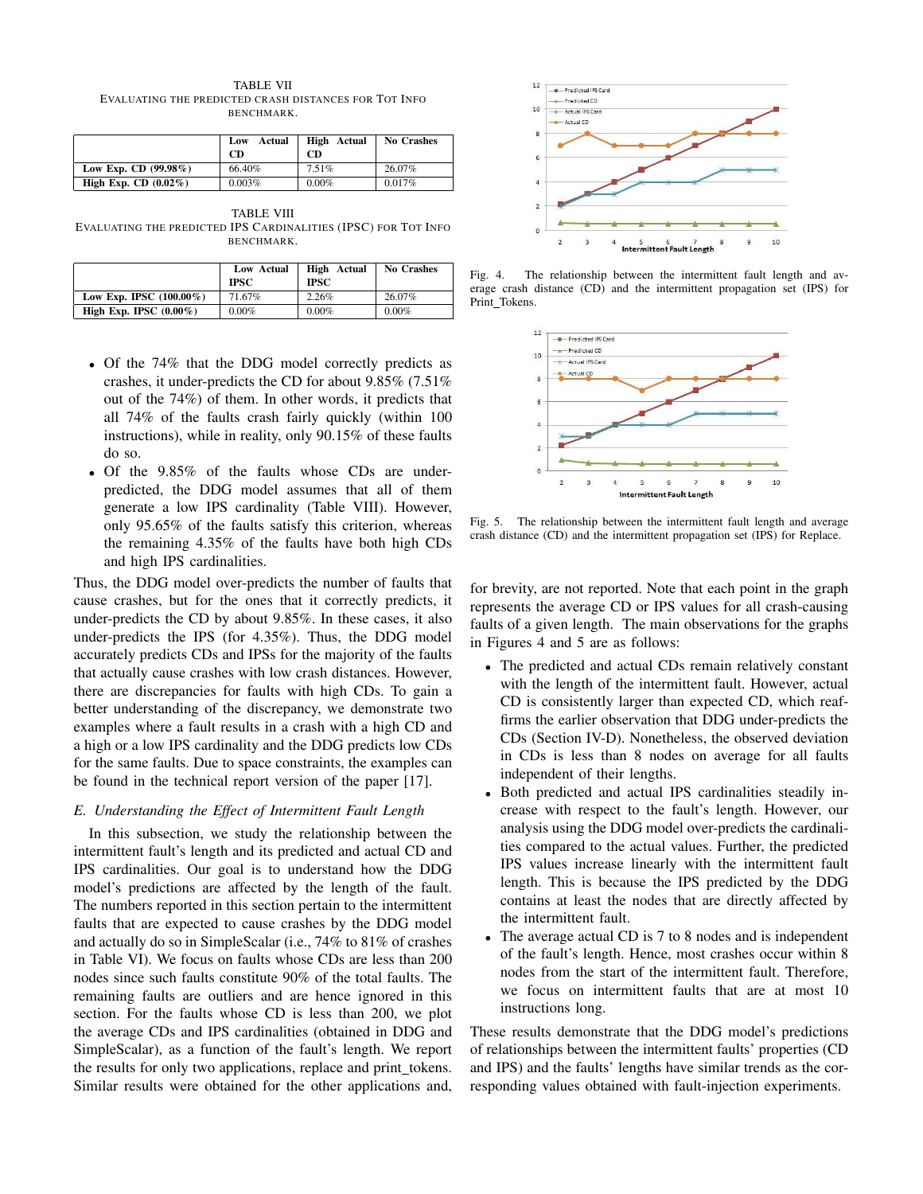TABLE VII
EVALUATING THE PREDICTED CRASH DISTANCES FOR TOT INFO BENCHMARK.

| | Low Actual CD | High Actual CD | No Crashes |
|---|---|---|---|
| **Low Exp. CD (99.98%)** | 66.40% | 7.51% | 26.07% |
| **High Exp. CD (0.02%)** | 0.003% | 0.00% | 0.017% |

TABLE VIII
EVALUATING THE PREDICTED IPS CARDINALITIES (IPSC) FOR TOT INFO BENCHMARK.

| | Low Actual IPSC | High Actual IPSC | No Crashes |
|---|---|---|---|
| **Low Exp. IPSC (100.00%)** | 71.67% | 2.26% | 26.07% |
| **High Exp. IPSC (0.00%)** | 0.00% | 0.00% | 0.00% |

- Of the 74% that the DDG model correctly predicts as crashes, it under-predicts the CD for about 9.85% (7.51% out of the 74%) of them. In other words, it predicts that all 74% of the faults crash fairly quickly (within 100 instructions), while in reality, only 90.15% of these faults do so.
- Of the 9.85% of the faults whose CDs are under-predicted, the DDG model assumes that all of them generate a low IPS cardinality (Table VIII). However, only 95.65% of the faults satisfy this criterion, whereas the remaining 4.35% of the faults have both high CDs and high IPS cardinalities.

Thus, the DDG model over-predicts the number of faults that cause crashes, but for the ones that it correctly predicts, it under-predicts the CD by about 9.85%. In these cases, it also under-predicts the IPS (for 4.35%). Thus, the DDG model accurately predicts CDs and IPSs for the majority of the faults that actually cause crashes with low crash distances. However, there are discrepancies for faults with high CDs. To gain a better understanding of the discrepancy, we demonstrate two examples where a fault results in a crash with a high CD and a high or a low IPS cardinality and the DDG predicts low CDs for the same faults. Due to space constraints, the examples can be found in the technical report version of the paper [17].

### *E. Understanding the Effect of Intermittent Fault Length*

In this subsection, we study the relationship between the intermittent fault's length and its predicted and actual CD and IPS cardinalities. Our goal is to understand how the DDG model's predictions are affected by the length of the fault. The numbers reported in this section pertain to the intermittent faults that are expected to cause crashes by the DDG model and actually do so in SimpleScalar (i.e., 74% to 81% of crashes in Table VI). We focus on faults whose CDs are less than 200 nodes since such faults constitute 90% of the total faults. The remaining faults are outliers and are hence ignored in this section. For the faults whose CD is less than 200, we plot the average CDs and IPS cardinalities (obtained in DDG and SimpleScalar), as a function of the fault's length. We report the results for only two applications, replace and print_tokens. Similar results were obtained for the other applications and, for brevity, are not reported. Note that each point in the graph represents the average CD or IPS values for all crash-causing faults of a given length. The main observations for the graphs in Figures 4 and 5 are as follows:

Fig. 4. The relationship between the intermittent fault length and average crash distance (CD) and the intermittent propagation set (IPS) for Print_Tokens.

Fig. 5. The relationship between the intermittent fault length and average crash distance (CD) and the intermittent propagation set (IPS) for Replace.

- The predicted and actual CDs remain relatively constant with the length of the intermittent fault. However, actual CD is consistently larger than expected CD, which reaffirms the earlier observation that DDG under-predicts the CDs (Section IV-D). Nonetheless, the observed deviation in CDs is less than 8 nodes on average for all faults independent of their lengths.
- Both predicted and actual IPS cardinalities steadily increase with respect to the fault's length. However, our analysis using the DDG model over-predicts the cardinalities compared to the actual values. Further, the predicted IPS values increase linearly with the intermittent fault length. This is because the IPS predicted by the DDG contains at least the nodes that are directly affected by the intermittent fault.
- The average actual CD is 7 to 8 nodes and is independent of the fault's length. Hence, most crashes occur within 8 nodes from the start of the intermittent fault. Therefore, we focus on intermittent faults that are at most 10 instructions long.

These results demonstrate that the DDG model's predictions of relationships between the intermittent faults' properties (CD and IPS) and the faults' lengths have similar trends as the corresponding values obtained with fault-injection experiments.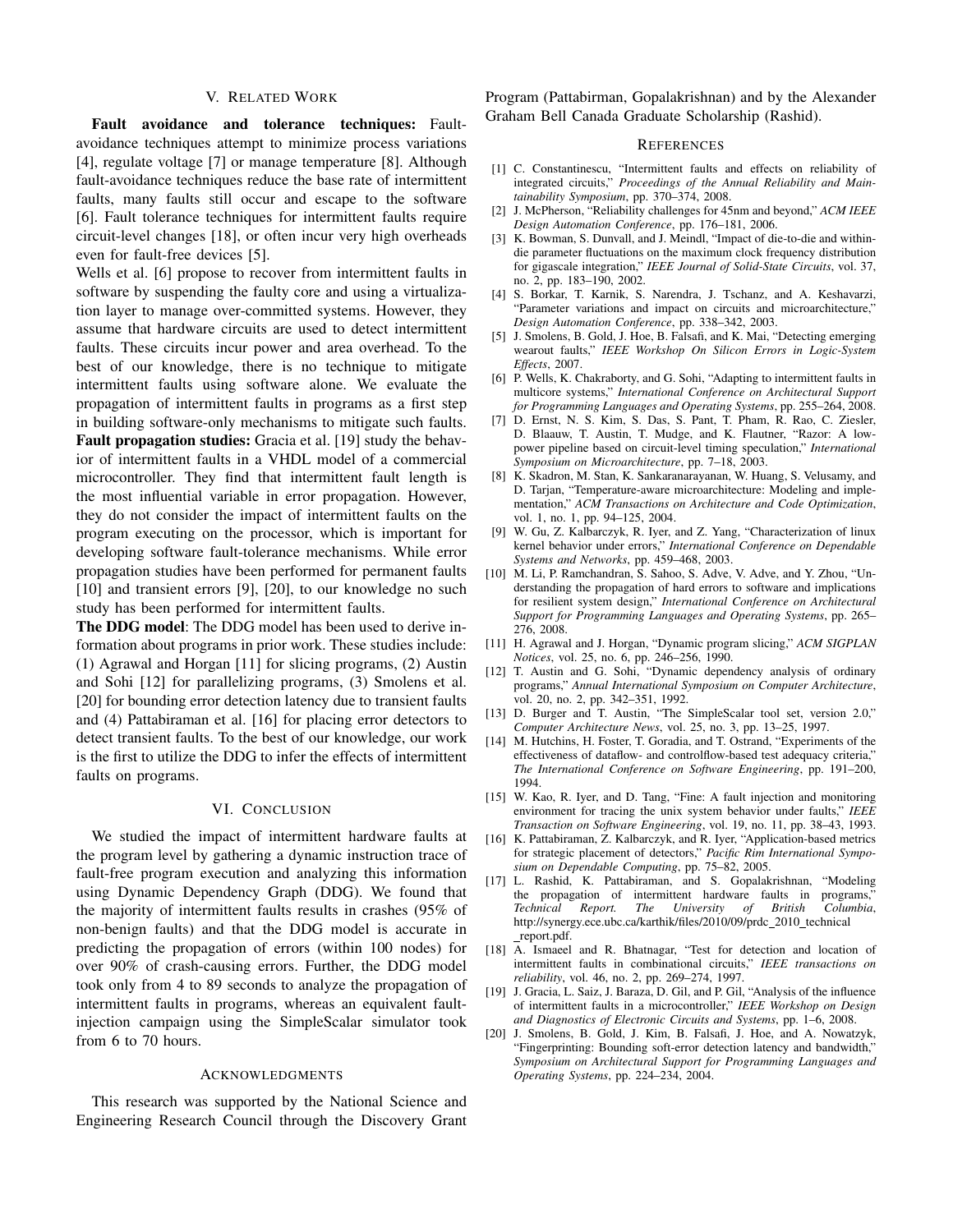## V. Related Work

**Fault avoidance and tolerance techniques:** Fault-avoidance techniques attempt to minimize process variations [4], regulate voltage [7] or manage temperature [8]. Although fault-avoidance techniques reduce the base rate of intermittent faults, many faults still occur and escape to the software [6]. Fault tolerance techniques for intermittent faults require circuit-level changes [18], or often incur very high overheads even for fault-free devices [5].

Wells et al. [6] propose to recover from intermittent faults in software by suspending the faulty core and using a virtualization layer to manage over-committed systems. However, they assume that hardware circuits are used to detect intermittent faults. These circuits incur power and area overhead. To the best of our knowledge, there is no technique to mitigate intermittent faults using software alone. We evaluate the propagation of intermittent faults in programs as a first step in building software-only mechanisms to mitigate such faults.

**Fault propagation studies:** Gracia et al. [19] study the behavior of intermittent faults in a VHDL model of a commercial microcontroller. They find that intermittent fault length is the most influential variable in error propagation. However, they do not consider the impact of intermittent faults on the program executing on the processor, which is important for developing software fault-tolerance mechanisms. While error propagation studies have been performed for permanent faults [10] and transient errors [9], [20], to our knowledge no such study has been performed for intermittent faults.

**The DDG model**: The DDG model has been used to derive information about programs in prior work. These studies include: (1) Agrawal and Horgan [11] for slicing programs, (2) Austin and Sohi [12] for parallelizing programs, (3) Smolens et al. [20] for bounding error detection latency due to transient faults and (4) Pattabiraman et al. [16] for placing error detectors to detect transient faults. To the best of our knowledge, our work is the first to utilize the DDG to infer the effects of intermittent faults on programs.

## VI. Conclusion

We studied the impact of intermittent hardware faults at the program level by gathering a dynamic instruction trace of fault-free program execution and analyzing this information using Dynamic Dependency Graph (DDG). We found that the majority of intermittent faults results in crashes (95% of non-benign faults) and that the DDG model is accurate in predicting the propagation of errors (within 100 nodes) for over 90% of crash-causing errors. Further, the DDG model took only from 4 to 89 seconds to analyze the propagation of intermittent faults in programs, whereas an equivalent fault-injection campaign using the SimpleScalar simulator took from 6 to 70 hours.

## Acknowledgments

This research was supported by the National Science and Engineering Research Council through the Discovery Grant Program (Pattabirman, Gopalakrishnan) and by the Alexander Graham Bell Canada Graduate Scholarship (Rashid).

## References

[1] C. Constantinescu, "Intermittent faults and effects on reliability of integrated circuits," *Proceedings of the Annual Reliability and Maintainability Symposium*, pp. 370–374, 2008.

[2] J. McPherson, "Reliability challenges for 45nm and beyond," *ACM IEEE Design Automation Conference*, pp. 176–181, 2006.

[3] K. Bowman, S. Dunvall, and J. Meindl, "Impact of die-to-die and within-die parameter fluctuations on the maximum clock frequency distribution for gigascale integration," *IEEE Journal of Solid-State Circuits*, vol. 37, no. 2, pp. 183–190, 2002.

[4] S. Borkar, T. Karnik, S. Narendra, J. Tschanz, and A. Keshavarzi, "Parameter variations and impact on circuits and microarchitecture," *Design Automation Conference*, pp. 338–342, 2003.

[5] J. Smolens, B. Gold, J. Hoe, B. Falsafi, and K. Mai, "Detecting emerging wearout faults," *IEEE Workshop On Silicon Errors in Logic-System Effects*, 2007.

[6] P. Wells, K. Chakraborty, and G. Sohi, "Adapting to intermittent faults in multicore systems," *International Conference on Architectural Support for Programming Languages and Operating Systems*, pp. 255–264, 2008.

[7] D. Ernst, N. S. Kim, S. Das, S. Pant, T. Pham, R. Rao, C. Ziesler, D. Blaauw, T. Austin, T. Mudge, and K. Flautner, "Razor: A low-power pipeline based on circuit-level timing speculation," *International Symposium on Microarchitecture*, pp. 7–18, 2003.

[8] K. Skadron, M. Stan, K. Sankaranarayanan, W. Huang, S. Velusamy, and D. Tarjan, "Temperature-aware microarchitecture: Modeling and implementation," *ACM Transactions on Architecture and Code Optimization*, vol. 1, no. 1, pp. 94–125, 2004.

[9] W. Gu, Z. Kalbarczyk, R. Iyer, and Z. Yang, "Characterization of linux kernel behavior under errors," *International Conference on Dependable Systems and Networks*, pp. 459–468, 2003.

[10] M. Li, P. Ramchandran, S. Sahoo, S. Adve, V. Adve, and Y. Zhou, "Understanding the propagation of hard errors to software and implications for resilient system design," *International Conference on Architectural Support for Programming Languages and Operating Systems*, pp. 265–276, 2008.

[11] H. Agrawal and J. Horgan, "Dynamic program slicing," *ACM SIGPLAN Notices*, vol. 25, no. 6, pp. 246–256, 1990.

[12] T. Austin and G. Sohi, "Dynamic dependency analysis of ordinary programs," *Annual International Symposium on Computer Architecture*, vol. 20, no. 2, pp. 342–351, 1992.

[13] D. Burger and T. Austin, "The SimpleScalar tool set, version 2.0," *Computer Architecture News*, vol. 25, no. 3, pp. 13–25, 1997.

[14] M. Hutchins, H. Foster, T. Goradia, and T. Ostrand, "Experiments of the effectiveness of dataflow- and controlflow-based test adequacy criteria," *The International Conference on Software Engineering*, pp. 191–200, 1994.

[15] W. Kao, R. Iyer, and D. Tang, "Fine: A fault injection and monitoring environment for tracing the unix system behavior under faults," *IEEE Transaction on Software Engineering*, vol. 19, no. 11, pp. 38–43, 1993.

[16] K. Pattabiraman, Z. Kalbarczyk, and R. Iyer, "Application-based metrics for strategic placement of detectors," *Pacific Rim International Symposium on Dependable Computing*, pp. 75–82, 2005.

[17] L. Rashid, K. Pattabiraman, and S. Gopalakrishnan, "Modeling the propagation of intermittent hardware faults in programs," *Technical Report. The University of British Columbia*, http://synergy.ece.ubc.ca/karthik/files/2010/09/prdc_2010_technical_report.pdf.

[18] A. Ismaeel and R. Bhatnagar, "Test for detection and location of intermittent faults in combinational circuits," *IEEE transactions on reliability*, vol. 46, no. 2, pp. 269–274, 1997.

[19] J. Gracia, L. Saiz, J. Baraza, D. Gil, and P. Gil, "Analysis of the influence of intermittent faults in a microcontroller," *IEEE Workshop on Design and Diagnostics of Electronic Circuits and Systems*, pp. 1–6, 2008.

[20] J. Smolens, B. Gold, J. Kim, B. Falsafi, J. Hoe, and A. Nowatzyk, "Fingerprinting: Bounding soft-error detection latency and bandwidth," *Symposium on Architectural Support for Programming Languages and Operating Systems*, pp. 224–234, 2004.